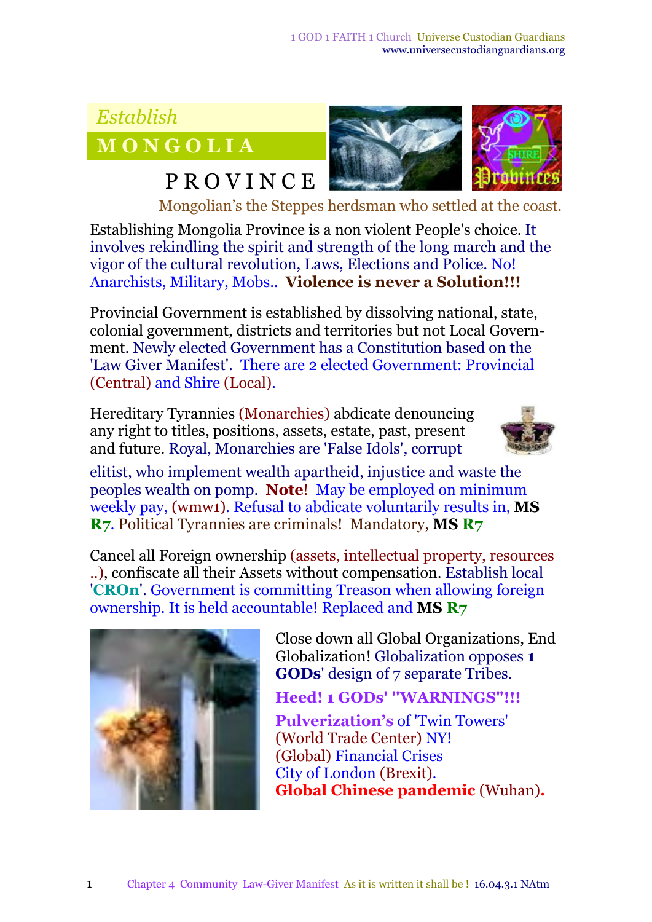*Establish*

# MONGOLIA PROVINCE

Mongolian's the Steppes herdsman who settled at the coast.

Establishing Mongolia Province is a non violent People's choice. It involves rekindling the spirit and strength of the long march and the vigor of the cultural revolution, Laws, Elections and Police. No! Anarchists, Military, Mobs.. **Violence is never a Solution!!!**

Provincial Government is established by dissolving national, state, colonial government, districts and territories but not Local Government. Newly elected Government has a Constitution based on the 'Law Giver Manifest'. There are 2 elected Government: Provincial (Central) and Shire (Local).

Hereditary Tyrannies (Monarchies) abdicate denouncing any right to titles, positions, assets, estate, past, present and future. Royal, Monarchies are 'False Idols', corrupt elitist, who implement wealth apartheid, injustice and waste the peoples wealth on pomp. **Note**! May be employed on minimum weekly pay, (wmw1). Refusal to abdicate voluntarily results in, **MS R7**. Political Tyrannies are criminals! Mandatory, **MS R7**

Cancel all Foreign ownership (assets, intellectual property, resources ..), confiscate all their Assets without compensation. Establish local '**CROn**'. Government is committing Treason when allowing foreign ownership. It is held accountable! Replaced and **MS R7**

Close down all Global Organizations, End Globalization! Globalization opposes **1 GODs**' design of 7 separate Tribes.

**Heed! 1 GODs' "WARNINGS"!!!**

**Pulverization's** of 'Twin Towers' (World Trade Center) NY!
(Global) Financial Crises
City of London (Brexit).
**Global Chinese pandemic** (Wuhan).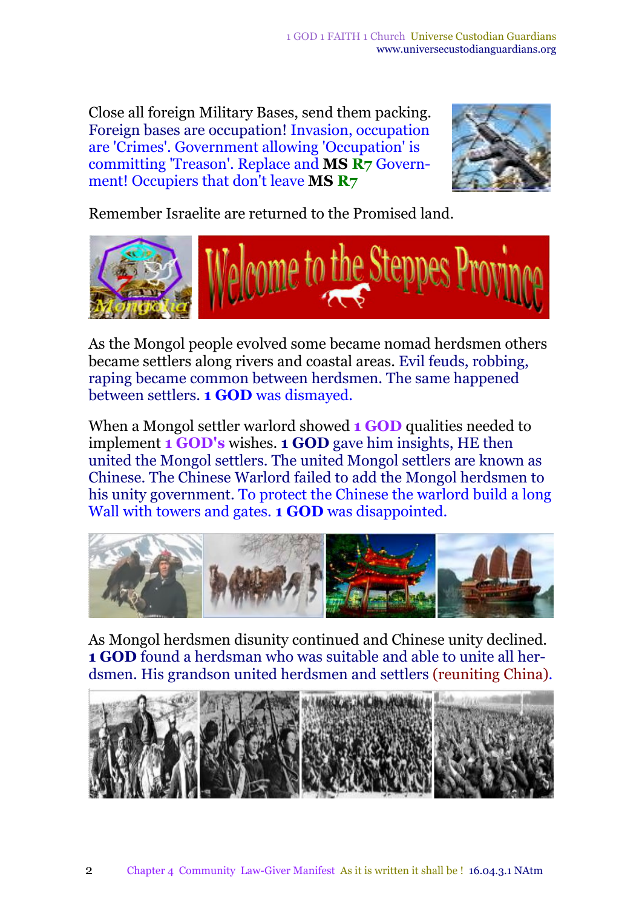Close all foreign Military Bases, send them packing. Foreign bases are occupation! Invasion, occupation are 'Crimes'. Government allowing 'Occupation' is committing 'Treason'. Replace and **MS R7** Government! Occupiers that don't leave **MS R7**

Remember Israelite are returned to the Promised land.

As the Mongol people evolved some became nomad herdsmen others became settlers along rivers and coastal areas. Evil feuds, robbing, raping became common between herdsmen. The same happened between settlers. **1 GOD** was dismayed.

When a Mongol settler warlord showed **1 GOD** qualities needed to implement **1 GOD's** wishes. **1 GOD** gave him insights, HE then united the Mongol settlers. The united Mongol settlers are known as Chinese. The Chinese Warlord failed to add the Mongol herdsmen to his unity government. To protect the Chinese the warlord build a long Wall with towers and gates. **1 GOD** was disappointed.

As Mongol herdsmen disunity continued and Chinese unity declined. **1 GOD** found a herdsman who was suitable and able to unite all herdsmen. His grandson united herdsmen and settlers (reuniting China).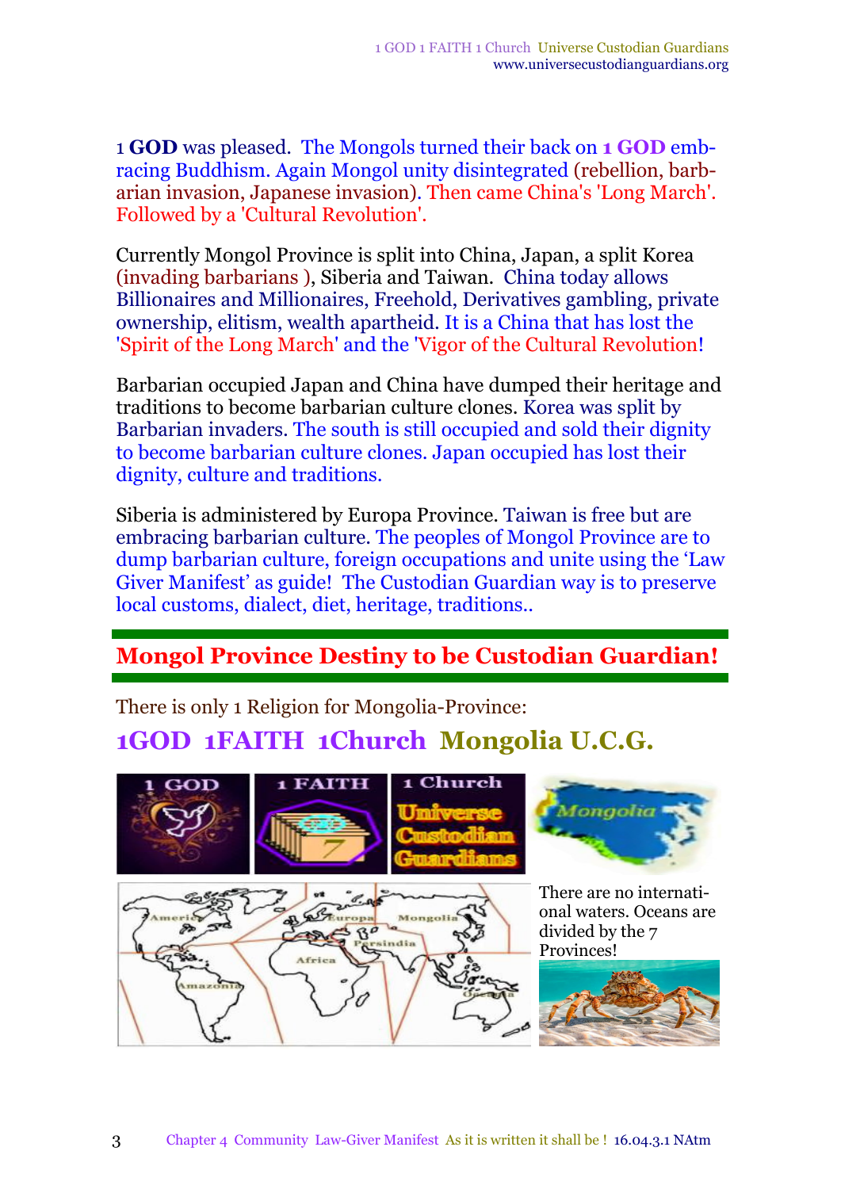1 **GOD** was pleased. The Mongols turned their back on **1 GOD** embracing Buddhism. Again Mongol unity disintegrated (rebellion, barbarian invasion, Japanese invasion). Then came China's 'Long March'. Followed by a 'Cultural Revolution'.

Currently Mongol Province is split into China, Japan, a split Korea (invading barbarians ), Siberia and Taiwan. China today allows Billionaires and Millionaires, Freehold, Derivatives gambling, private ownership, elitism, wealth apartheid. It is a China that has lost the 'Spirit of the Long March' and the 'Vigor of the Cultural Revolution!

Barbarian occupied Japan and China have dumped their heritage and traditions to become barbarian culture clones. Korea was split by Barbarian invaders. The south is still occupied and sold their dignity to become barbarian culture clones. Japan occupied has lost their dignity, culture and traditions.

Siberia is administered by Europa Province. Taiwan is free but are embracing barbarian culture. The peoples of Mongol Province are to dump barbarian culture, foreign occupations and unite using the 'Law Giver Manifest' as guide! The Custodian Guardian way is to preserve local customs, dialect, diet, heritage, traditions..

## Mongol Province Destiny to be Custodian Guardian!

There is only 1 Religion for Mongolia-Province:

**1GOD 1FAITH 1Church Mongolia U.C.G.**

There are no international waters. Oceans are divided by the 7 Provinces!